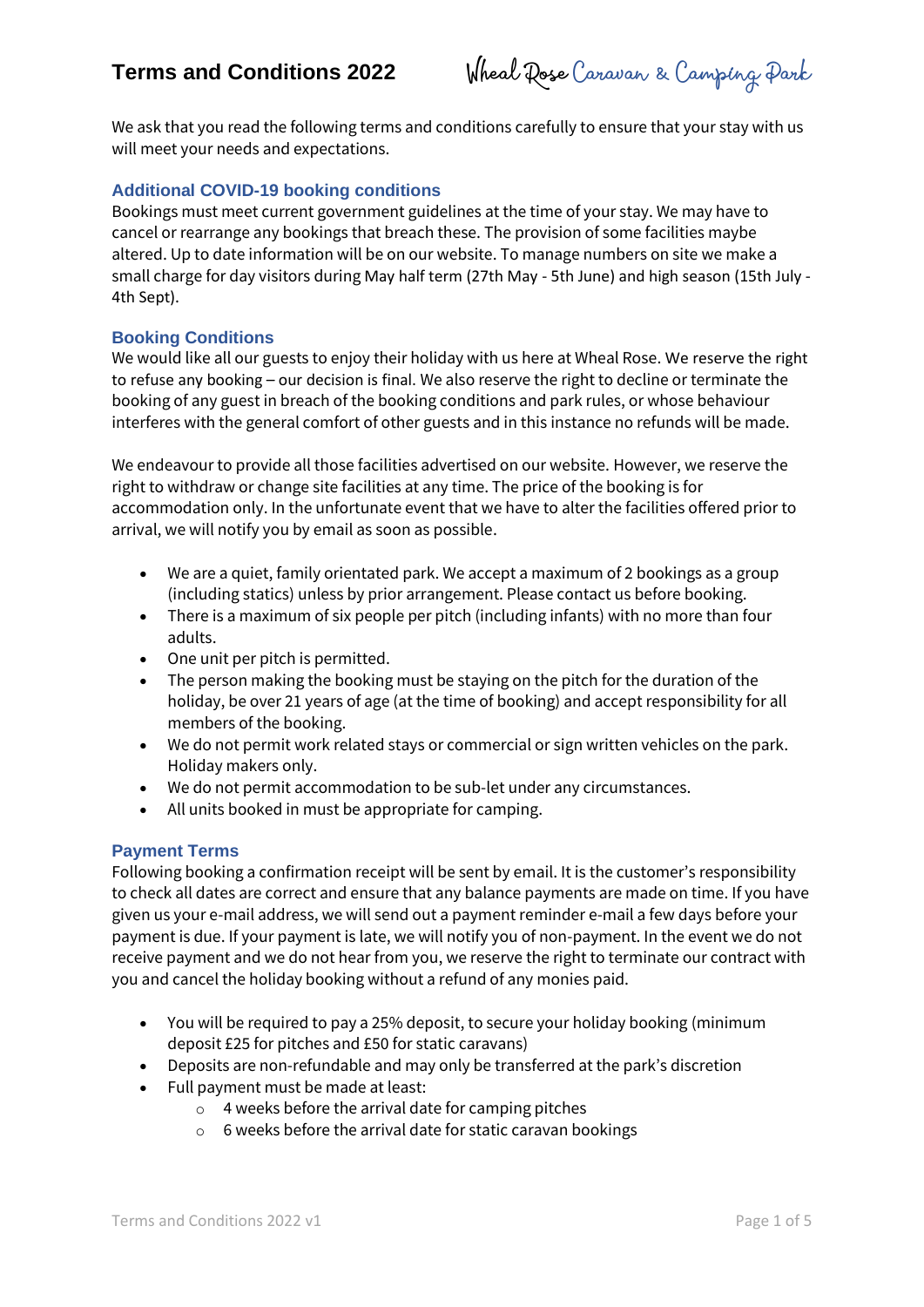# Terms and Conditions 2022

Wheal Rose Caravan & Camping Park

We ask that you read the following terms and conditions carefully to ensure that your stay with us will meet your needs and expectations.

## Additional COVID-19 booking conditions

Bookings must meet current government guidelines at the time of your stay. We may have to cancel or rearrange any bookings that breach these. The provision of some facilities maybe altered. Up to date information will be on our website. To manage numbers on site we make a small charge for day visitors during May half term (27th May - 5th June) and high season (15th July - 4th Sept).

## Booking Conditions

We would like all our guests to enjoy their holiday with us here at Wheal Rose. We reserve the right to refuse any booking – our decision is final. We also reserve the right to decline or terminate the booking of any guest in breach of the booking conditions and park rules, or whose behaviour interferes with the general comfort of other guests and in this instance no refunds will be made.

We endeavour to provide all those facilities advertised on our website. However, we reserve the right to withdraw or change site facilities at any time. The price of the booking is for accommodation only. In the unfortunate event that we have to alter the facilities offered prior to arrival, we will notify you by email as soon as possible.

- We are a quiet, family orientated park. We accept a maximum of 2 bookings as a group (including statics) unless by prior arrangement. Please contact us before booking.
- There is a maximum of six people per pitch (including infants) with no more than four adults.
- One unit per pitch is permitted.
- The person making the booking must be staying on the pitch for the duration of the holiday, be over 21 years of age (at the time of booking) and accept responsibility for all members of the booking.
- We do not permit work related stays or commercial or sign written vehicles on the park. Holiday makers only.
- We do not permit accommodation to be sub-let under any circumstances.
- All units booked in must be appropriate for camping.

## Payment Terms

Following booking a confirmation receipt will be sent by email. It is the customer's responsibility to check all dates are correct and ensure that any balance payments are made on time. If you have given us your e-mail address, we will send out a payment reminder e-mail a few days before your payment is due. If your payment is late, we will notify you of non-payment. In the event we do not receive payment and we do not hear from you, we reserve the right to terminate our contract with you and cancel the holiday booking without a refund of any monies paid.

- You will be required to pay a 25% deposit, to secure your holiday booking (minimum deposit £25 for pitches and £50 for static caravans)
- Deposits are non-refundable and may only be transferred at the park's discretion
- Full payment must be made at least:
  - 4 weeks before the arrival date for camping pitches
  - 6 weeks before the arrival date for static caravan bookings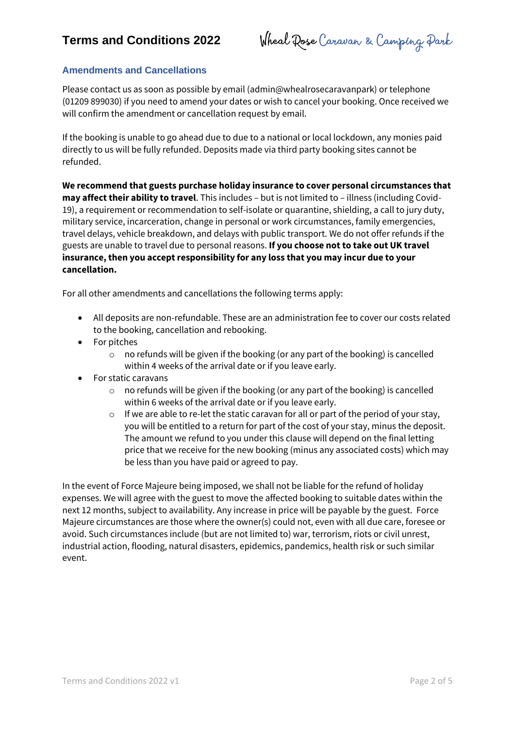## Amendments and Cancellations

Please contact us as soon as possible by email (admin@whealrosecaravanpark) or telephone (01209 899030) if you need to amend your dates or wish to cancel your booking. Once received we will confirm the amendment or cancellation request by email.

If the booking is unable to go ahead due to due to a national or local lockdown, any monies paid directly to us will be fully refunded. Deposits made via third party booking sites cannot be refunded.

**We recommend that guests purchase holiday insurance to cover personal circumstances that may affect their ability to travel**. This includes – but is not limited to – illness (including Covid-19), a requirement or recommendation to self-isolate or quarantine, shielding, a call to jury duty, military service, incarceration, change in personal or work circumstances, family emergencies, travel delays, vehicle breakdown, and delays with public transport. We do not offer refunds if the guests are unable to travel due to personal reasons. **If you choose not to take out UK travel insurance, then you accept responsibility for any loss that you may incur due to your cancellation.**

For all other amendments and cancellations the following terms apply:

- All deposits are non-refundable. These are an administration fee to cover our costs related to the booking, cancellation and rebooking.
- For pitches
  - no refunds will be given if the booking (or any part of the booking) is cancelled within 4 weeks of the arrival date or if you leave early.
- For static caravans
  - no refunds will be given if the booking (or any part of the booking) is cancelled within 6 weeks of the arrival date or if you leave early.
  - If we are able to re-let the static caravan for all or part of the period of your stay, you will be entitled to a return for part of the cost of your stay, minus the deposit. The amount we refund to you under this clause will depend on the final letting price that we receive for the new booking (minus any associated costs) which may be less than you have paid or agreed to pay.

In the event of Force Majeure being imposed, we shall not be liable for the refund of holiday expenses. We will agree with the guest to move the affected booking to suitable dates within the next 12 months, subject to availability. Any increase in price will be payable by the guest. Force Majeure circumstances are those where the owner(s) could not, even with all due care, foresee or avoid. Such circumstances include (but are not limited to) war, terrorism, riots or civil unrest, industrial action, flooding, natural disasters, epidemics, pandemics, health risk or such similar event.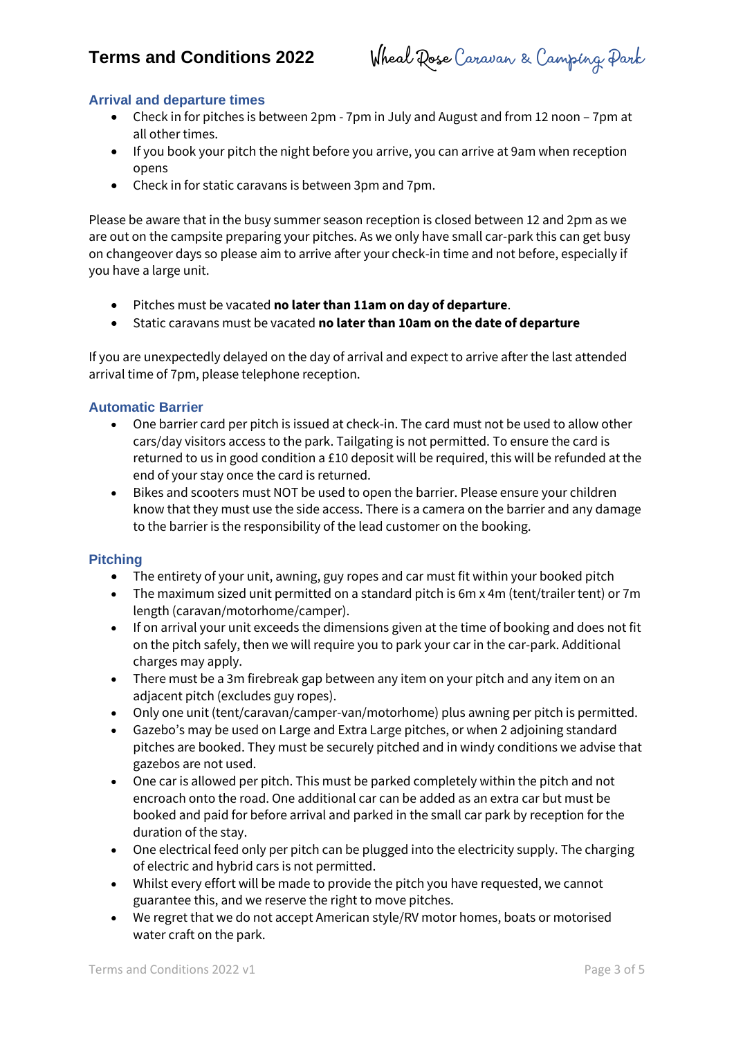# Terms and Conditions 2022

Wheal Rose Caravan & Camping Park

## Arrival and departure times

- Check in for pitches is between 2pm - 7pm in July and August and from 12 noon – 7pm at all other times.
- If you book your pitch the night before you arrive, you can arrive at 9am when reception opens
- Check in for static caravans is between 3pm and 7pm.

Please be aware that in the busy summer season reception is closed between 12 and 2pm as we are out on the campsite preparing your pitches. As we only have small car-park this can get busy on changeover days so please aim to arrive after your check-in time and not before, especially if you have a large unit.

- Pitches must be vacated **no later than 11am on day of departure**.
- Static caravans must be vacated **no later than 10am on the date of departure**

If you are unexpectedly delayed on the day of arrival and expect to arrive after the last attended arrival time of 7pm, please telephone reception.

## Automatic Barrier

- One barrier card per pitch is issued at check-in. The card must not be used to allow other cars/day visitors access to the park. Tailgating is not permitted. To ensure the card is returned to us in good condition a £10 deposit will be required, this will be refunded at the end of your stay once the card is returned.
- Bikes and scooters must NOT be used to open the barrier. Please ensure your children know that they must use the side access. There is a camera on the barrier and any damage to the barrier is the responsibility of the lead customer on the booking.

## Pitching

- The entirety of your unit, awning, guy ropes and car must fit within your booked pitch
- The maximum sized unit permitted on a standard pitch is 6m x 4m (tent/trailer tent) or 7m length (caravan/motorhome/camper).
- If on arrival your unit exceeds the dimensions given at the time of booking and does not fit on the pitch safely, then we will require you to park your car in the car-park. Additional charges may apply.
- There must be a 3m firebreak gap between any item on your pitch and any item on an adjacent pitch (excludes guy ropes).
- Only one unit (tent/caravan/camper-van/motorhome) plus awning per pitch is permitted.
- Gazebo's may be used on Large and Extra Large pitches, or when 2 adjoining standard pitches are booked. They must be securely pitched and in windy conditions we advise that gazebos are not used.
- One car is allowed per pitch. This must be parked completely within the pitch and not encroach onto the road. One additional car can be added as an extra car but must be booked and paid for before arrival and parked in the small car park by reception for the duration of the stay.
- One electrical feed only per pitch can be plugged into the electricity supply. The charging of electric and hybrid cars is not permitted.
- Whilst every effort will be made to provide the pitch you have requested, we cannot guarantee this, and we reserve the right to move pitches.
- We regret that we do not accept American style/RV motor homes, boats or motorised water craft on the park.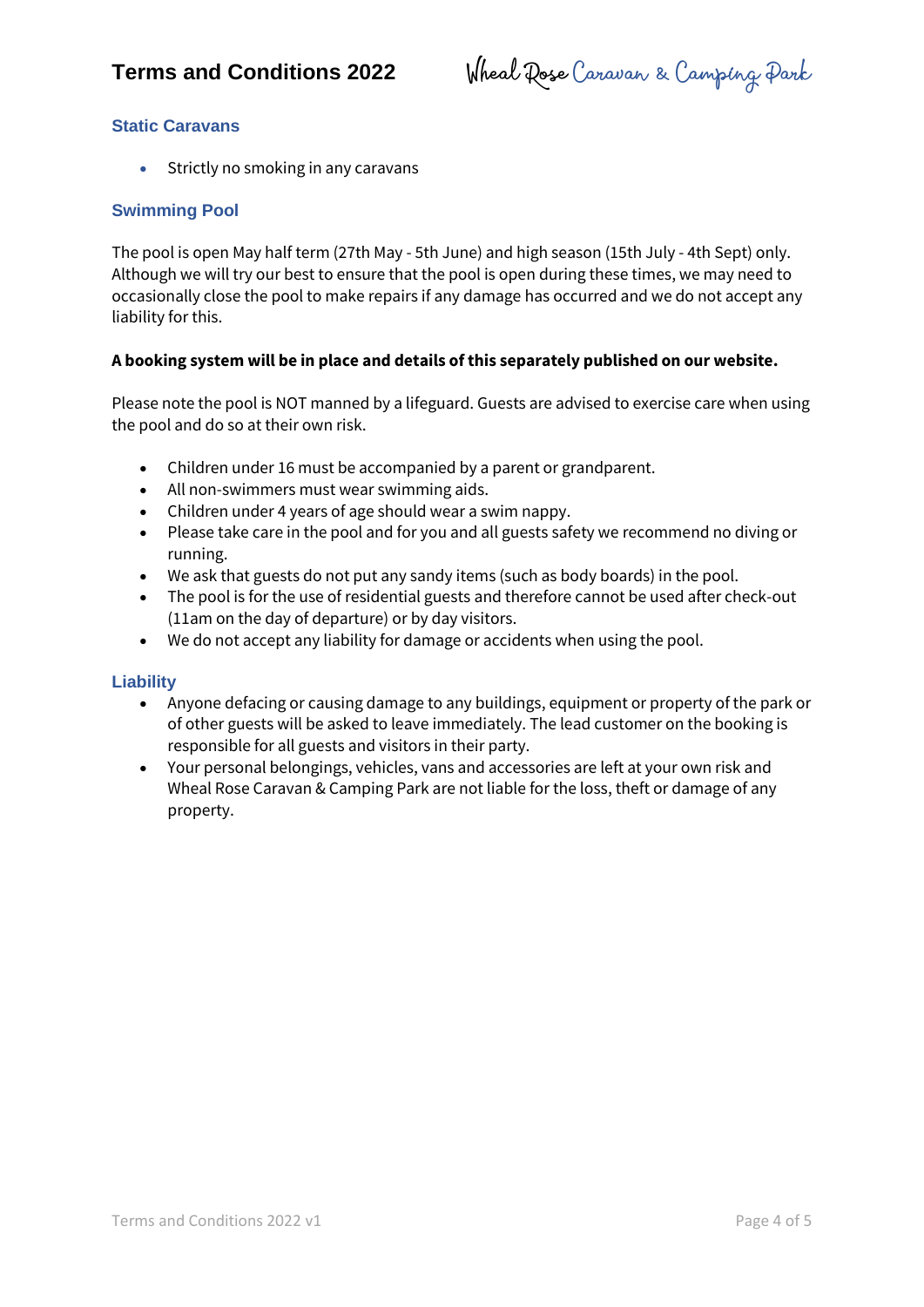## Static Caravans

- Strictly no smoking in any caravans

## Swimming Pool

The pool is open May half term (27th May - 5th June) and high season (15th July - 4th Sept) only. Although we will try our best to ensure that the pool is open during these times, we may need to occasionally close the pool to make repairs if any damage has occurred and we do not accept any liability for this.

**A booking system will be in place and details of this separately published on our website.**

Please note the pool is NOT manned by a lifeguard. Guests are advised to exercise care when using the pool and do so at their own risk.

- Children under 16 must be accompanied by a parent or grandparent.
- All non-swimmers must wear swimming aids.
- Children under 4 years of age should wear a swim nappy.
- Please take care in the pool and for you and all guests safety we recommend no diving or running.
- We ask that guests do not put any sandy items (such as body boards) in the pool.
- The pool is for the use of residential guests and therefore cannot be used after check-out (11am on the day of departure) or by day visitors.
- We do not accept any liability for damage or accidents when using the pool.

## Liability

- Anyone defacing or causing damage to any buildings, equipment or property of the park or of other guests will be asked to leave immediately. The lead customer on the booking is responsible for all guests and visitors in their party.
- Your personal belongings, vehicles, vans and accessories are left at your own risk and Wheal Rose Caravan & Camping Park are not liable for the loss, theft or damage of any property.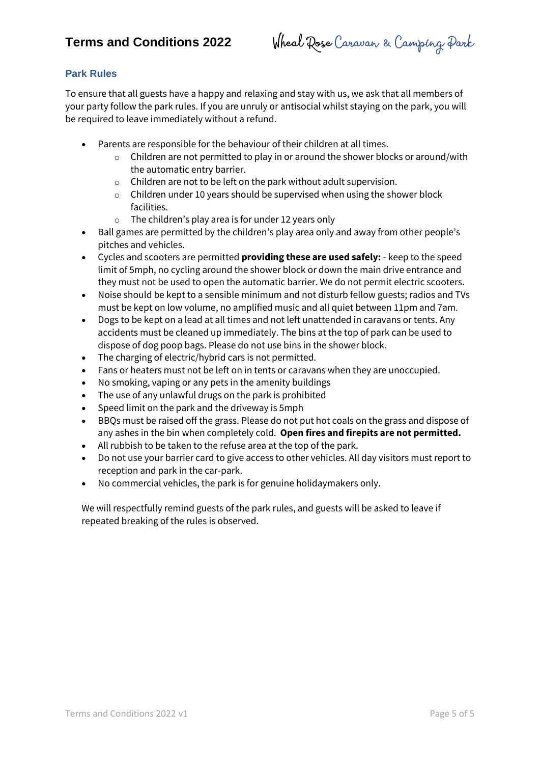## Park Rules

To ensure that all guests have a happy and relaxing and stay with us, we ask that all members of your party follow the park rules. If you are unruly or antisocial whilst staying on the park, you will be required to leave immediately without a refund.

- Parents are responsible for the behaviour of their children at all times.
  - Children are not permitted to play in or around the shower blocks or around/with the automatic entry barrier.
  - Children are not to be left on the park without adult supervision.
  - Children under 10 years should be supervised when using the shower block facilities.
  - The children's play area is for under 12 years only
- Ball games are permitted by the children's play area only and away from other people's pitches and vehicles.
- Cycles and scooters are permitted **providing these are used safely:** - keep to the speed limit of 5mph, no cycling around the shower block or down the main drive entrance and they must not be used to open the automatic barrier. We do not permit electric scooters.
- Noise should be kept to a sensible minimum and not disturb fellow guests; radios and TVs must be kept on low volume, no amplified music and all quiet between 11pm and 7am.
- Dogs to be kept on a lead at all times and not left unattended in caravans or tents. Any accidents must be cleaned up immediately. The bins at the top of park can be used to dispose of dog poop bags. Please do not use bins in the shower block.
- The charging of electric/hybrid cars is not permitted.
- Fans or heaters must not be left on in tents or caravans when they are unoccupied.
- No smoking, vaping or any pets in the amenity buildings
- The use of any unlawful drugs on the park is prohibited
- Speed limit on the park and the driveway is 5mph
- BBQs must be raised off the grass. Please do not put hot coals on the grass and dispose of any ashes in the bin when completely cold. **Open fires and firepits are not permitted.**
- All rubbish to be taken to the refuse area at the top of the park.
- Do not use your barrier card to give access to other vehicles. All day visitors must report to reception and park in the car-park.
- No commercial vehicles, the park is for genuine holidaymakers only.

We will respectfully remind guests of the park rules, and guests will be asked to leave if repeated breaking of the rules is observed.